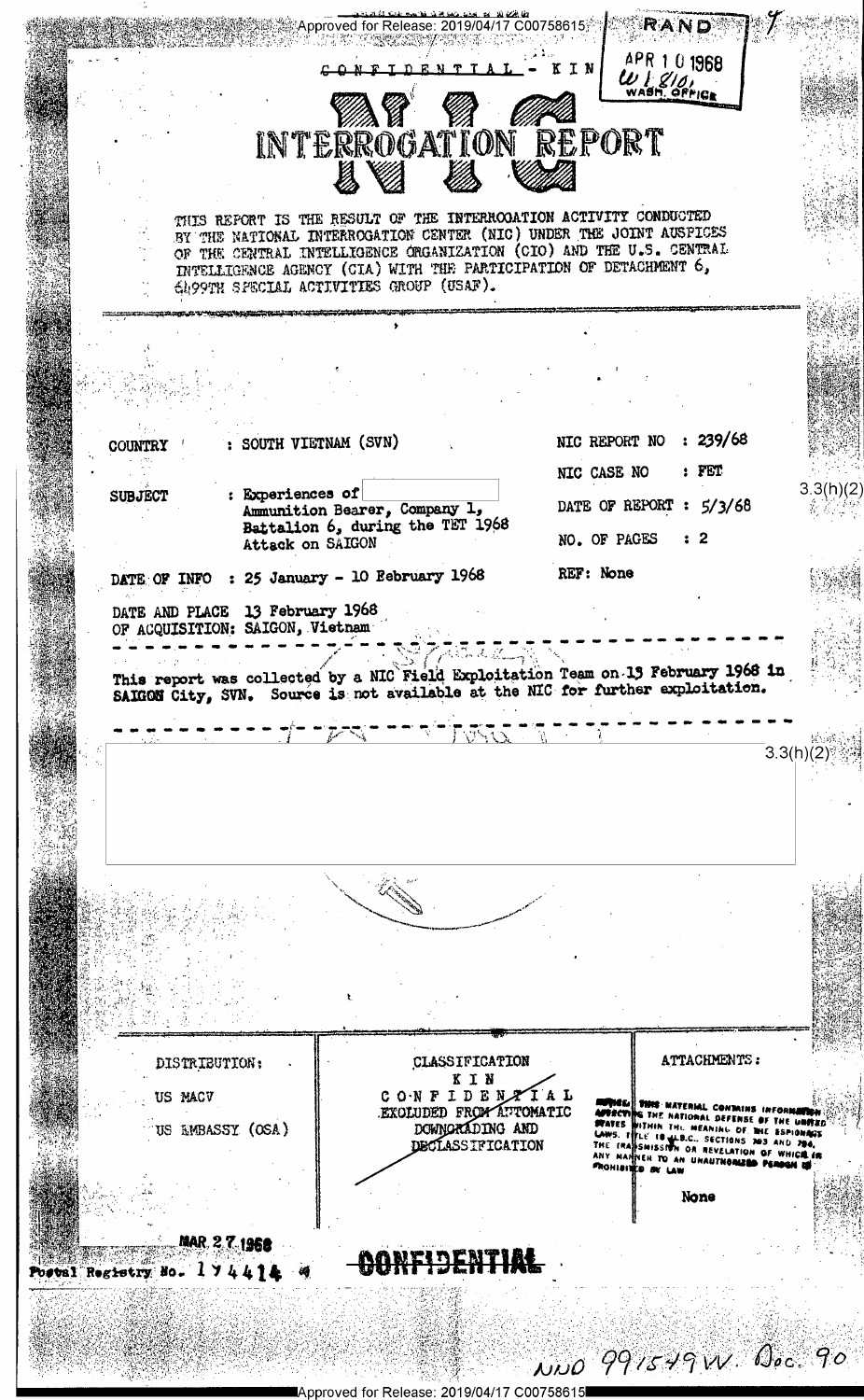Approved for Release: 2019/04/17 C00758615

RAND
APR 10 1968
WASH. OFFICE

CONFIDENTIAL - KIN

# NIC INTERROGATION REPORT

THIS REPORT IS THE RESULT OF THE INTERROGATION ACTIVITY CONDUCTED BY THE NATIONAL INTERROGATION CENTER (NIC) UNDER THE JOINT AUSPICES OF THE CENTRAL INTELLIGENCE ORGANIZATION (CIO) AND THE U.S. CENTRAL INTELLIGENCE AGENCY (CIA) WITH THE PARTICIPATION OF DETACHMENT 6, 6499TH SPECIAL ACTIVITIES GROUP (USAF).

| | | | |
|---|---|---|---|
| COUNTRY | : SOUTH VIETNAM (SVN) | NIC REPORT NO | : 239/68 |
| | | NIC CASE NO | : FET |
| SUBJECT | : Experiences of [redacted] Ammunition Bearer, Company 1, Battalion 6, during the TET 1968 Attack on SAIGON | DATE OF REPORT | : 5/3/68 |
| | | NO. OF PAGES | : 2 |
| DATE OF INFO | : 25 January - 10 February 1968 | REF: | None |
| DATE AND PLACE OF ACQUISITION: | 13 February 1968 SAIGON, Vietnam | | |

3.3(h)(2)

This report was collected by a NIC Field Exploitation Team on 13 February 1968 in SAIGON City, SVN. Source is not available at the NIC for further exploitation.

[redacted] 3.3(h)(2)

| DISTRIBUTION: | CLASSIFICATION | ATTACHMENTS: |
|---|---|---|
| US MACV | KIN | |
| US EMBASSY (OSA) | CONFIDENTIAL | |
| | EXCLUDED FROM AUTOMATIC DOWNGRADING AND DECLASSIFICATION | |
| | | THIS MATERIAL CONTAINS INFORMATION AFFECTING THE NATIONAL DEFENSE OF THE UNITED STATES WITHIN THE MEANING OF THE ESPIONAGE LAWS, TITLE 18 U.S.C., SECTIONS 793 AND 794, THE TRANSMISSION OR REVELATION OF WHICH IN ANY MANNER TO AN UNAUTHORIZED PERSON IS PROHIBITED BY LAW |
| | | None |

MAR 27 1968

Postal Registry No. 174414

CONFIDENTIAL

NND 991549W. Doc. 90

Approved for Release: 2019/04/17 C00758615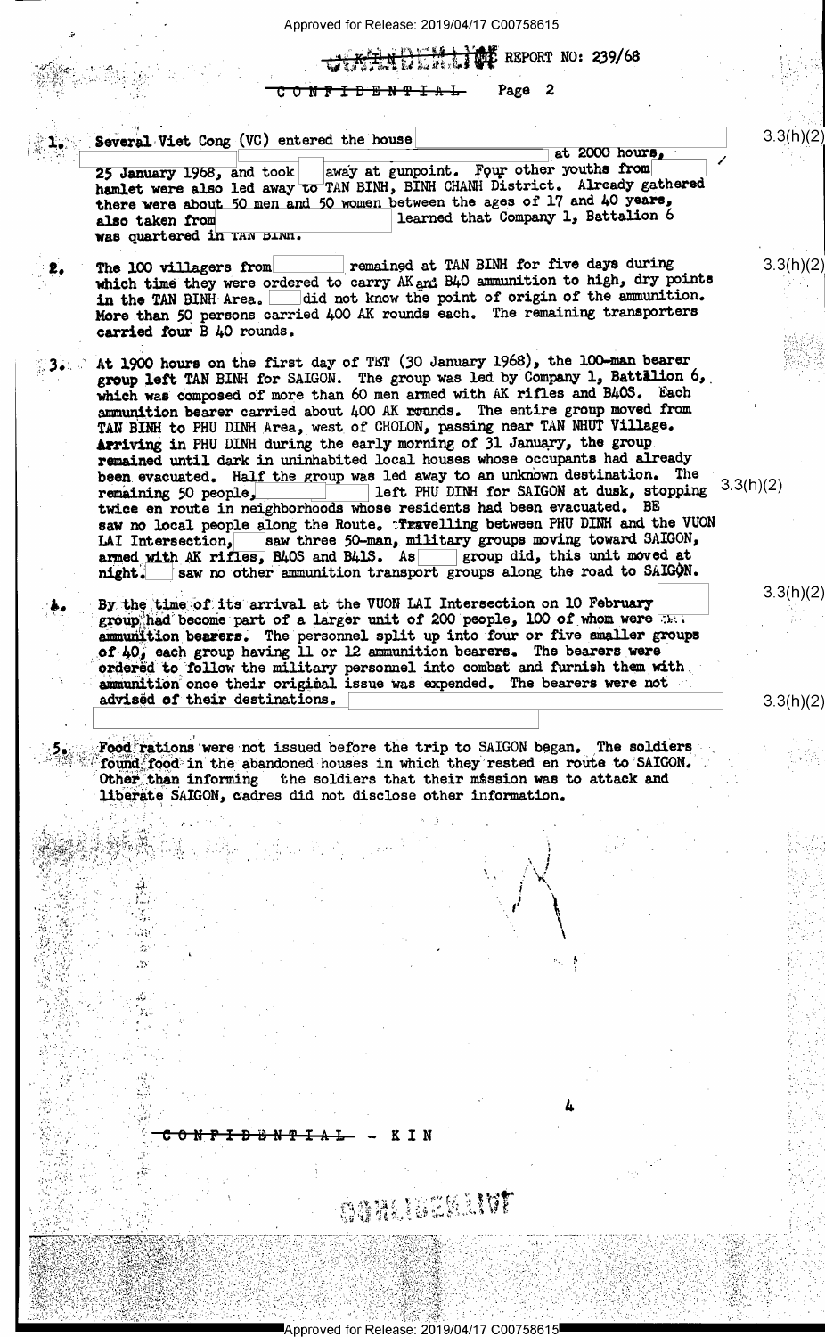REPORT NO: 239/68

CONFIDENTIAL

1. Several Viet Cong (VC) entered the house [redacted] at 2000 hours, [redacted] 25 January 1968, and took [redacted] away at gunpoint. Four other youths from [redacted] hamlet were also led away to TAN BINH, BINH CHANH District. Already gathered there were about 50 men and 50 women between the ages of 17 and 40 years, also taken from [redacted] learned that Company 1, Battalion 6 was quartered in TAN BINH. 3.3(h)(2)

2. The 100 villagers from [redacted] remained at TAN BINH for five days during which time they were ordered to carry AK and B40 ammunition to high, dry points in the TAN BINH Area. [redacted] did not know the point of origin of the ammunition. More than 50 persons carried 400 AK rounds each. The remaining transporters carried four B 40 rounds. 3.3(h)(2)

3. At 1900 hours on the first day of TET (30 January 1968), the 100-man bearer group left TAN BINH for SAIGON. The group was led by Company 1, Battalion 6, which was composed of more than 60 men armed with AK rifles and B40S. Each ammunition bearer carried about 400 AK rounds. The entire group moved from TAN BINH to PHU DINH Area, west of CHOLON, passing near TAN NHUT Village. Arriving in PHU DINH during the early morning of 31 January, the group remained until dark in uninhabited local houses whose occupants had already been evacuated. Half the group was led away to an unknown destination. The remaining 50 people, [redacted] left PHU DINH for SAIGON at dusk, stopping twice en route in neighborhoods whose residents had been evacuated. BE saw no local people along the Route. Travelling between PHU DINH and the VUON LAI Intersection, [redacted] saw three 50-man, military groups moving toward SAIGON, armed with AK rifles, B40S and B41S. As [redacted] group did, this unit moved at night. [redacted] saw no other ammunition transport groups along the road to SAIGON. 3.3(h)(2)

4. By the time of its arrival at the VUON LAI Intersection on 10 February [redacted] group had become part of a larger unit of 200 people, 100 of whom were [illegible] ammunition bearers. The personnel split up into four or five smaller groups of 40, each group having 11 or 12 ammunition bearers. The bearers were ordered to follow the military personnel into combat and furnish them with ammunition once their original issue was expended. The bearers were not advised of their destinations. [redacted] 3.3(h)(2)

5. Food rations were not issued before the trip to SAIGON began. The soldiers found food in the abandoned houses in which they rested en route to SAIGON. Other than informing the soldiers that their mission was to attack and liberate SAIGON, cadres did not disclose other information.

4

CONFIDENTIAL - KIN